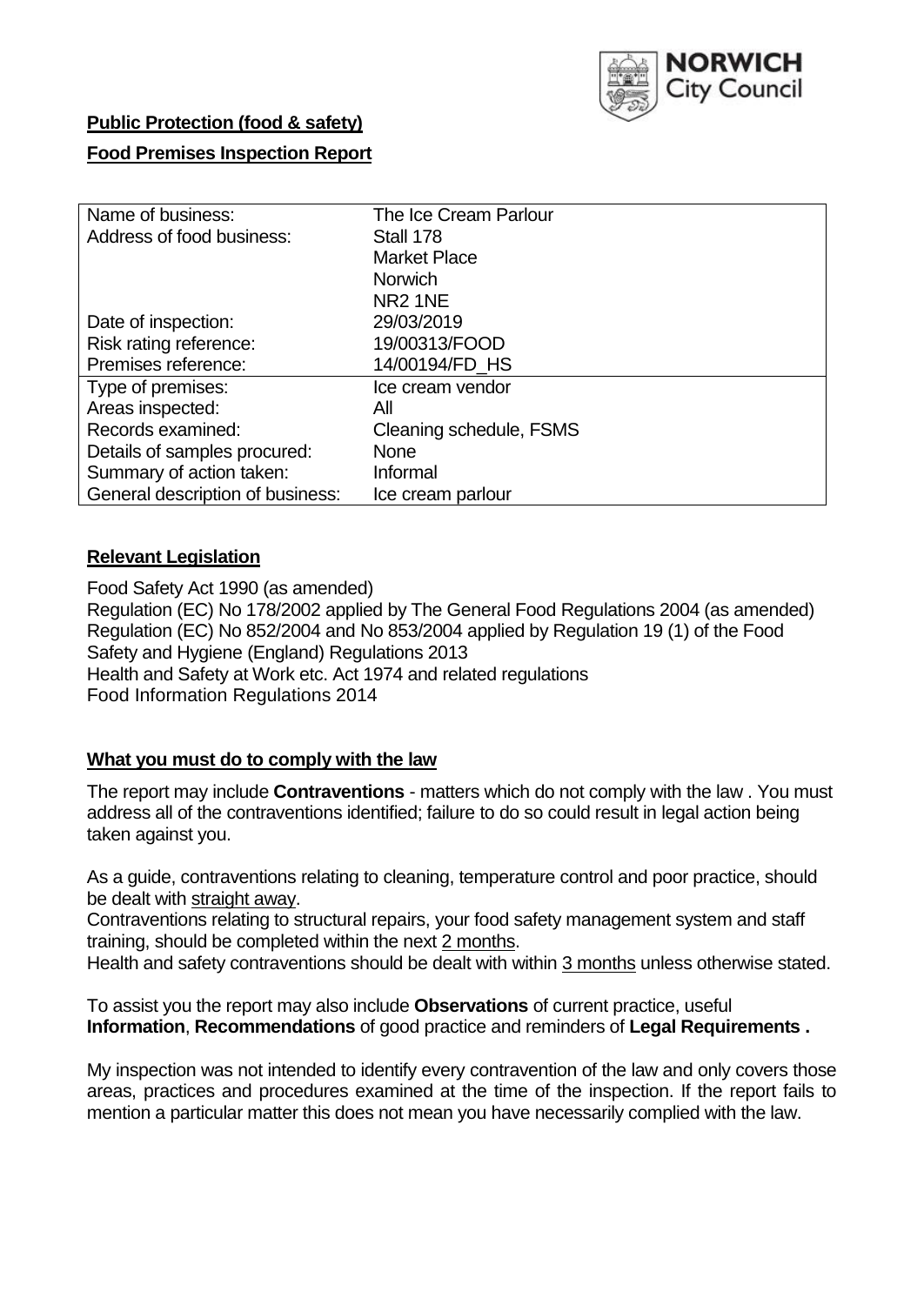**Public Protection (food & safety)**

**Food Premises Inspection Report**

| Name of business: | The Ice Cream Parlour |
|---|---|
| Address of food business: | Stall 178<br>Market Place<br>Norwich<br>NR2 1NE |
| Date of inspection: | 29/03/2019 |
| Risk rating reference: | 19/00313/FOOD |
| Premises reference: | 14/00194/FD_HS |
| Type of premises: | Ice cream vendor |
| Areas inspected: | All |
| Records examined: | Cleaning schedule, FSMS |
| Details of samples procured: | None |
| Summary of action taken: | Informal |
| General description of business: | Ice cream parlour |

## **Relevant Legislation**

Food Safety Act 1990 (as amended)
Regulation (EC) No 178/2002 applied by The General Food Regulations 2004 (as amended)
Regulation (EC) No 852/2004 and No 853/2004 applied by Regulation 19 (1) of the Food Safety and Hygiene (England) Regulations 2013
Health and Safety at Work etc. Act 1974 and related regulations
Food Information Regulations 2014

## **What you must do to comply with the law**

The report may include **Contraventions** - matters which do not comply with the law . You must address all of the contraventions identified; failure to do so could result in legal action being taken against you.

As a guide, contraventions relating to cleaning, temperature control and poor practice, should be dealt with straight away.
Contraventions relating to structural repairs, your food safety management system and staff training, should be completed within the next 2 months.
Health and safety contraventions should be dealt with within 3 months unless otherwise stated.

To assist you the report may also include **Observations** of current practice, useful **Information**, **Recommendations** of good practice and reminders of **Legal Requirements .**

My inspection was not intended to identify every contravention of the law and only covers those areas, practices and procedures examined at the time of the inspection. If the report fails to mention a particular matter this does not mean you have necessarily complied with the law.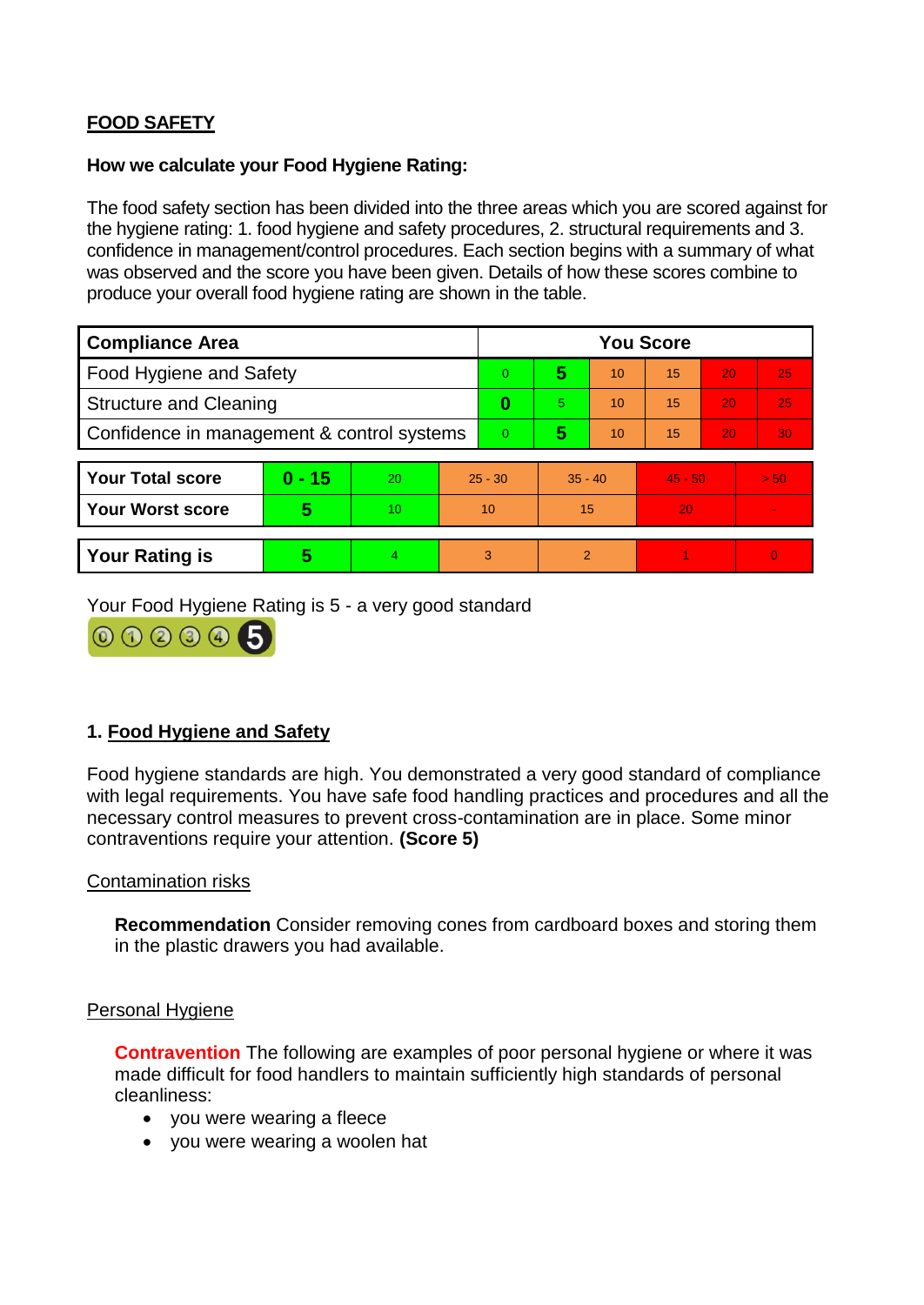**FOOD SAFETY**

**How we calculate your Food Hygiene Rating:**

The food safety section has been divided into the three areas which you are scored against for the hygiene rating: 1. food hygiene and safety procedures, 2. structural requirements and 3. confidence in management/control procedures. Each section begins with a summary of what was observed and the score you have been given. Details of how these scores combine to produce your overall food hygiene rating are shown in the table.

| Compliance Area | You Score | | | | | |
|---|---|---|---|---|---|---|
| Food Hygiene and Safety | 0 | **5** | 10 | 15 | 20 | 25 |
| Structure and Cleaning | **0** | 5 | 10 | 15 | 20 | 25 |
| Confidence in management & control systems | 0 | **5** | 10 | 15 | 20 | 30 |

| | | | | | | |
|---|---|---|---|---|---|---|
| **Your Total score** | **0 - 15** | 20 | 25 - 30 | 35 - 40 | 45 - 50 | > 50 |
| **Your Worst score** | **5** | 10 | 10 | 15 | 20 | - |

| | | | | | | |
|---|---|---|---|---|---|---|
| **Your Rating is** | **5** | 4 | 3 | 2 | 1 | 0 |

Your Food Hygiene Rating is 5 - a very good standard

## 1. Food Hygiene and Safety

Food hygiene standards are high. You demonstrated a very good standard of compliance with legal requirements. You have safe food handling practices and procedures and all the necessary control measures to prevent cross-contamination are in place. Some minor contraventions require your attention. **(Score 5)**

Contamination risks

**Recommendation** Consider removing cones from cardboard boxes and storing them in the plastic drawers you had available.

Personal Hygiene

**Contravention** The following are examples of poor personal hygiene or where it was made difficult for food handlers to maintain sufficiently high standards of personal cleanliness:

- you were wearing a fleece
- you were wearing a woolen hat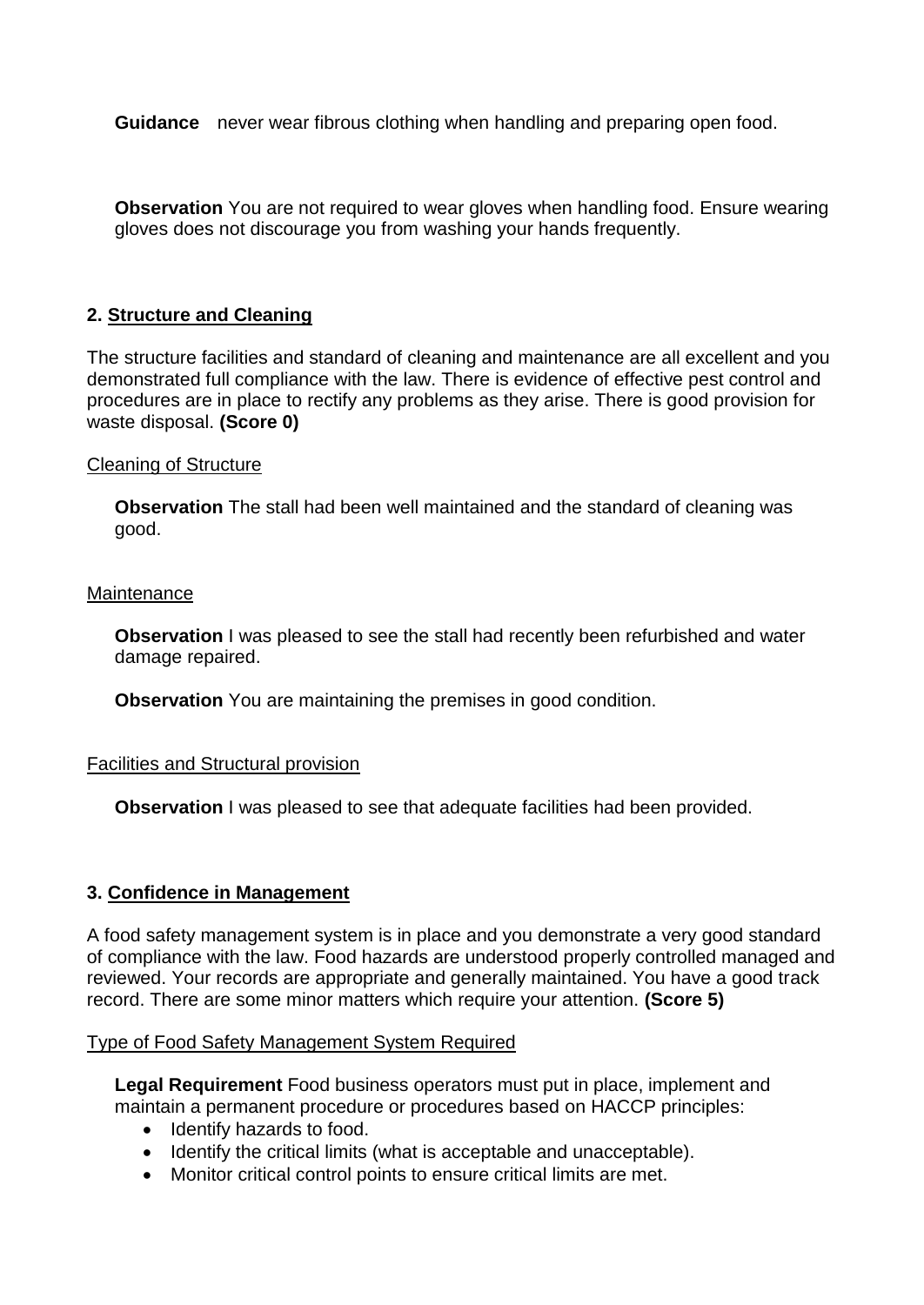**Guidance** never wear fibrous clothing when handling and preparing open food.

**Observation** You are not required to wear gloves when handling food. Ensure wearing gloves does not discourage you from washing your hands frequently.

## 2. Structure and Cleaning

The structure facilities and standard of cleaning and maintenance are all excellent and you demonstrated full compliance with the law. There is evidence of effective pest control and procedures are in place to rectify any problems as they arise. There is good provision for waste disposal. **(Score 0)**

### Cleaning of Structure

**Observation** The stall had been well maintained and the standard of cleaning was good.

### Maintenance

**Observation** I was pleased to see the stall had recently been refurbished and water damage repaired.

**Observation** You are maintaining the premises in good condition.

### Facilities and Structural provision

**Observation** I was pleased to see that adequate facilities had been provided.

## 3. Confidence in Management

A food safety management system is in place and you demonstrate a very good standard of compliance with the law. Food hazards are understood properly controlled managed and reviewed. Your records are appropriate and generally maintained. You have a good track record. There are some minor matters which require your attention. **(Score 5)**

### Type of Food Safety Management System Required

**Legal Requirement** Food business operators must put in place, implement and maintain a permanent procedure or procedures based on HACCP principles:

- Identify hazards to food.
- Identify the critical limits (what is acceptable and unacceptable).
- Monitor critical control points to ensure critical limits are met.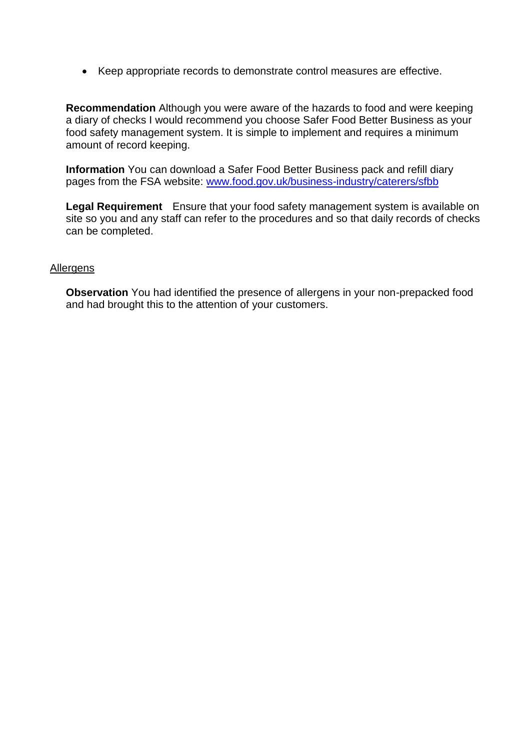- Keep appropriate records to demonstrate control measures are effective.

**Recommendation** Although you were aware of the hazards to food and were keeping a diary of checks I would recommend you choose Safer Food Better Business as your food safety management system. It is simple to implement and requires a minimum amount of record keeping.

**Information** You can download a Safer Food Better Business pack and refill diary pages from the FSA website: [www.food.gov.uk/business-industry/caterers/sfbb](www.food.gov.uk/business-industry/caterers/sfbb)

**Legal Requirement** Ensure that your food safety management system is available on site so you and any staff can refer to the procedures and so that daily records of checks can be completed.

<u>Allergens</u>

**Observation** You had identified the presence of allergens in your non-prepacked food and had brought this to the attention of your customers.